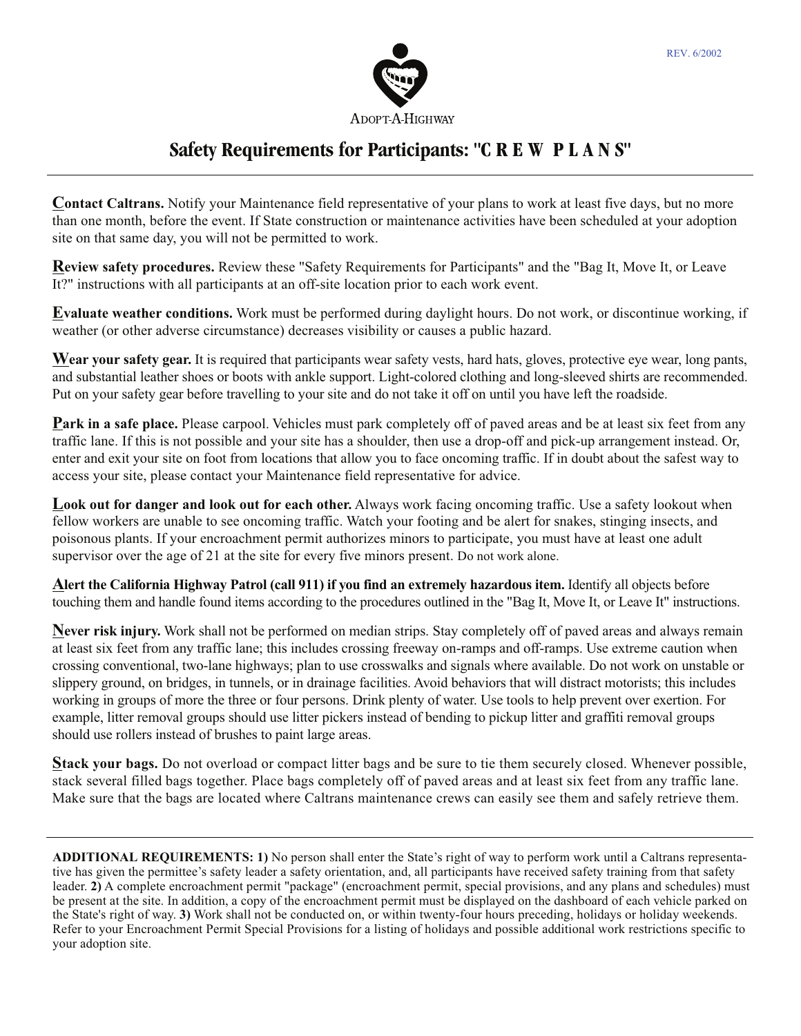REV. 6/2002

ADOPT-A-HIGHWAY

# Safety Requirements for Participants: "C R E W  P L A N S"

**Contact Caltrans.** Notify your Maintenance field representative of your plans to work at least five days, but no more than one month, before the event. If State construction or maintenance activities have been scheduled at your adoption site on that same day, you will not be permitted to work.

**Review safety procedures.** Review these "Safety Requirements for Participants" and the "Bag It, Move It, or Leave It?" instructions with all participants at an off-site location prior to each work event.

**Evaluate weather conditions.** Work must be performed during daylight hours. Do not work, or discontinue working, if weather (or other adverse circumstance) decreases visibility or causes a public hazard.

**Wear your safety gear.** It is required that participants wear safety vests, hard hats, gloves, protective eye wear, long pants, and substantial leather shoes or boots with ankle support. Light-colored clothing and long-sleeved shirts are recommended. Put on your safety gear before travelling to your site and do not take it off on until you have left the roadside.

**Park in a safe place.** Please carpool. Vehicles must park completely off of paved areas and be at least six feet from any traffic lane. If this is not possible and your site has a shoulder, then use a drop-off and pick-up arrangement instead. Or, enter and exit your site on foot from locations that allow you to face oncoming traffic. If in doubt about the safest way to access your site, please contact your Maintenance field representative for advice.

**Look out for danger and look out for each other.** Always work facing oncoming traffic. Use a safety lookout when fellow workers are unable to see oncoming traffic. Watch your footing and be alert for snakes, stinging insects, and poisonous plants. If your encroachment permit authorizes minors to participate, you must have at least one adult supervisor over the age of 21 at the site for every five minors present. Do not work alone.

**Alert the California Highway Patrol (call 911) if you find an extremely hazardous item.** Identify all objects before touching them and handle found items according to the procedures outlined in the "Bag It, Move It, or Leave It" instructions.

**Never risk injury.** Work shall not be performed on median strips. Stay completely off of paved areas and always remain at least six feet from any traffic lane; this includes crossing freeway on-ramps and off-ramps. Use extreme caution when crossing conventional, two-lane highways; plan to use crosswalks and signals where available. Do not work on unstable or slippery ground, on bridges, in tunnels, or in drainage facilities. Avoid behaviors that will distract motorists; this includes working in groups of more the three or four persons. Drink plenty of water. Use tools to help prevent over exertion. For example, litter removal groups should use litter pickers instead of bending to pickup litter and graffiti removal groups should use rollers instead of brushes to paint large areas.

**Stack your bags.** Do not overload or compact litter bags and be sure to tie them securely closed. Whenever possible, stack several filled bags together. Place bags completely off of paved areas and at least six feet from any traffic lane. Make sure that the bags are located where Caltrans maintenance crews can easily see them and safely retrieve them.

---

**ADDITIONAL REQUIREMENTS: 1)** No person shall enter the State's right of way to perform work until a Caltrans representative has given the permittee's safety leader a safety orientation, and, all participants have received safety training from that safety leader. **2)** A complete encroachment permit "package" (encroachment permit, special provisions, and any plans and schedules) must be present at the site. In addition, a copy of the encroachment permit must be displayed on the dashboard of each vehicle parked on the State's right of way. **3)** Work shall not be conducted on, or within twenty-four hours preceding, holidays or holiday weekends. Refer to your Encroachment Permit Special Provisions for a listing of holidays and possible additional work restrictions specific to your adoption site.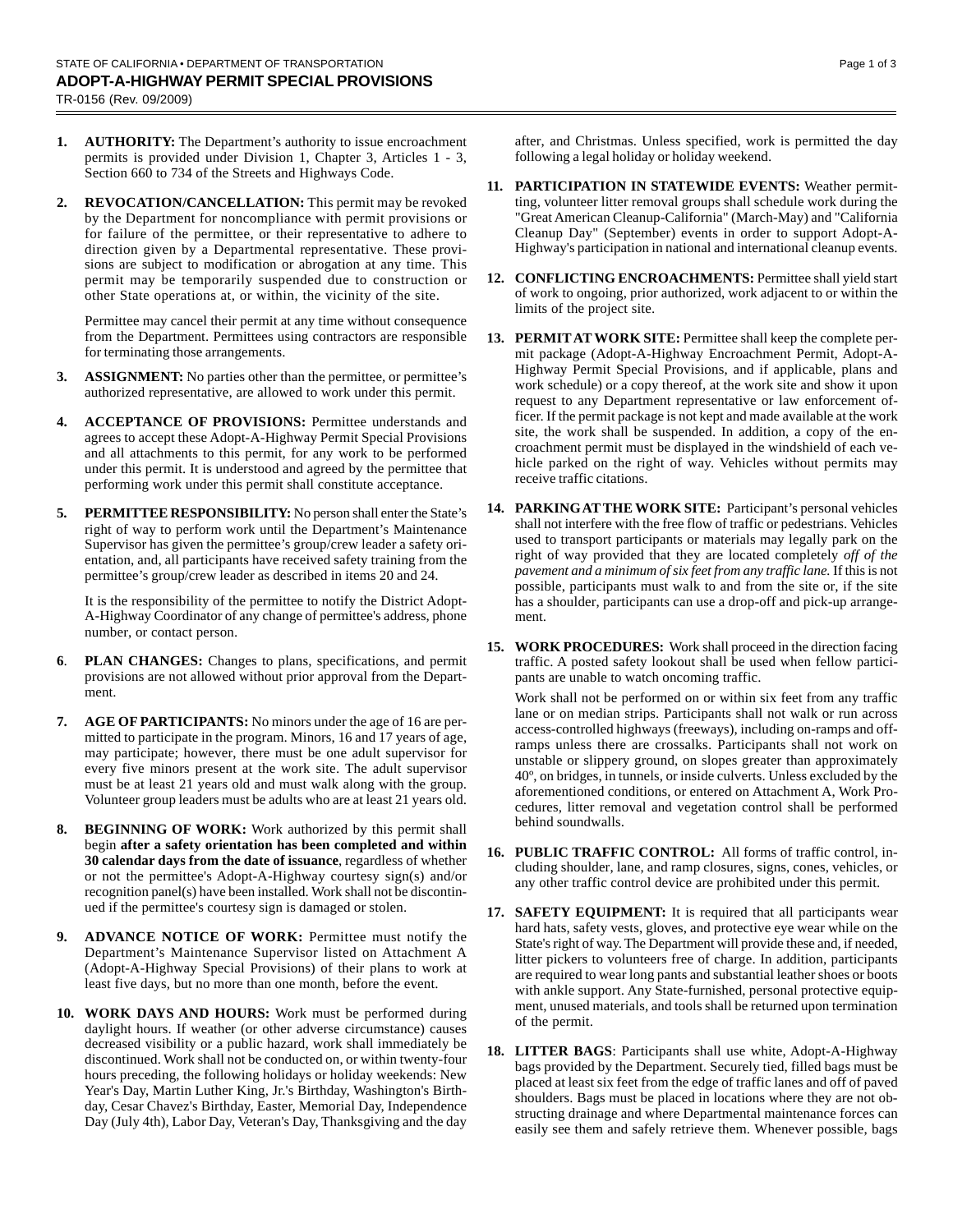STATE OF CALIFORNIA • DEPARTMENT OF TRANSPORTATION

# ADOPT-A-HIGHWAY PERMIT SPECIAL PROVISIONS

TR-0156 (Rev. 09/2009)

1. **AUTHORITY:** The Department's authority to issue encroachment permits is provided under Division 1, Chapter 3, Articles 1 - 3, Section 660 to 734 of the Streets and Highways Code.

2. **REVOCATION/CANCELLATION:** This permit may be revoked by the Department for noncompliance with permit provisions or for failure of the permittee, or their representative to adhere to direction given by a Departmental representative. These provisions are subject to modification or abrogation at any time. This permit may be temporarily suspended due to construction or other State operations at, or within, the vicinity of the site.

   Permittee may cancel their permit at any time without consequence from the Department. Permittees using contractors are responsible for terminating those arrangements.

3. **ASSIGNMENT:** No parties other than the permittee, or permittee's authorized representative, are allowed to work under this permit.

4. **ACCEPTANCE OF PROVISIONS:** Permittee understands and agrees to accept these Adopt-A-Highway Permit Special Provisions and all attachments to this permit, for any work to be performed under this permit. It is understood and agreed by the permittee that performing work under this permit shall constitute acceptance.

5. **PERMITTEE RESPONSIBILITY:** No person shall enter the State's right of way to perform work until the Department's Maintenance Supervisor has given the permittee's group/crew leader a safety orientation, and, all participants have received safety training from the permittee's group/crew leader as described in items 20 and 24.

   It is the responsibility of the permittee to notify the District Adopt-A-Highway Coordinator of any change of permittee's address, phone number, or contact person.

6. **PLAN CHANGES:** Changes to plans, specifications, and permit provisions are not allowed without prior approval from the Department.

7. **AGE OF PARTICIPANTS:** No minors under the age of 16 are permitted to participate in the program. Minors, 16 and 17 years of age, may participate; however, there must be one adult supervisor for every five minors present at the work site. The adult supervisor must be at least 21 years old and must walk along with the group. Volunteer group leaders must be adults who are at least 21 years old.

8. **BEGINNING OF WORK:** Work authorized by this permit shall begin **after a safety orientation has been completed and within 30 calendar days from the date of issuance**, regardless of whether or not the permittee's Adopt-A-Highway courtesy sign(s) and/or recognition panel(s) have been installed. Work shall not be discontinued if the permittee's courtesy sign is damaged or stolen.

9. **ADVANCE NOTICE OF WORK:** Permittee must notify the Department's Maintenance Supervisor listed on Attachment A (Adopt-A-Highway Special Provisions) of their plans to work at least five days, but no more than one month, before the event.

10. **WORK DAYS AND HOURS:** Work must be performed during daylight hours. If weather (or other adverse circumstance) causes decreased visibility or a public hazard, work shall immediately be discontinued. Work shall not be conducted on, or within twenty-four hours preceding, the following holidays or holiday weekends: New Year's Day, Martin Luther King, Jr.'s Birthday, Washington's Birthday, Cesar Chavez's Birthday, Easter, Memorial Day, Independence Day (July 4th), Labor Day, Veteran's Day, Thanksgiving and the day after, and Christmas. Unless specified, work is permitted the day following a legal holiday or holiday weekend.

11. **PARTICIPATION IN STATEWIDE EVENTS:** Weather permitting, volunteer litter removal groups shall schedule work during the "Great American Cleanup-California" (March-May) and "California Cleanup Day" (September) events in order to support Adopt-A-Highway's participation in national and international cleanup events.

12. **CONFLICTING ENCROACHMENTS:** Permittee shall yield start of work to ongoing, prior authorized, work adjacent to or within the limits of the project site.

13. **PERMIT AT WORK SITE:** Permittee shall keep the complete permit package (Adopt-A-Highway Encroachment Permit, Adopt-A-Highway Permit Special Provisions, and if applicable, plans and work schedule) or a copy thereof, at the work site and show it upon request to any Department representative or law enforcement officer. If the permit package is not kept and made available at the work site, the work shall be suspended. In addition, a copy of the encroachment permit must be displayed in the windshield of each vehicle parked on the right of way. Vehicles without permits may receive traffic citations.

14. **PARKING AT THE WORK SITE:** Participant's personal vehicles shall not interfere with the free flow of traffic or pedestrians. Vehicles used to transport participants or materials may legally park on the right of way provided that they are located completely *off of the pavement and a minimum of six feet from any traffic lane.* If this is not possible, participants must walk to and from the site or, if the site has a shoulder, participants can use a drop-off and pick-up arrangement.

15. **WORK PROCEDURES:** Work shall proceed in the direction facing traffic. A posted safety lookout shall be used when fellow participants are unable to watch oncoming traffic.

    Work shall not be performed on or within six feet from any traffic lane or on median strips. Participants shall not walk or run across access-controlled highways (freeways), including on-ramps and off-ramps unless there are crossalks. Participants shall not work on unstable or slippery ground, on slopes greater than approximately 40º, on bridges, in tunnels, or inside culverts. Unless excluded by the aforementioned conditions, or entered on Attachment A, Work Procedures, litter removal and vegetation control shall be performed behind soundwalls.

16. **PUBLIC TRAFFIC CONTROL:** All forms of traffic control, including shoulder, lane, and ramp closures, signs, cones, vehicles, or any other traffic control device are prohibited under this permit.

17. **SAFETY EQUIPMENT:** It is required that all participants wear hard hats, safety vests, gloves, and protective eye wear while on the State's right of way. The Department will provide these and, if needed, litter pickers to volunteers free of charge. In addition, participants are required to wear long pants and substantial leather shoes or boots with ankle support. Any State-furnished, personal protective equipment, unused materials, and tools shall be returned upon termination of the permit.

18. **LITTER BAGS**: Participants shall use white, Adopt-A-Highway bags provided by the Department. Securely tied, filled bags must be placed at least six feet from the edge of traffic lanes and off of paved shoulders. Bags must be placed in locations where they are not obstructing drainage and where Departmental maintenance forces can easily see them and safely retrieve them. Whenever possible, bags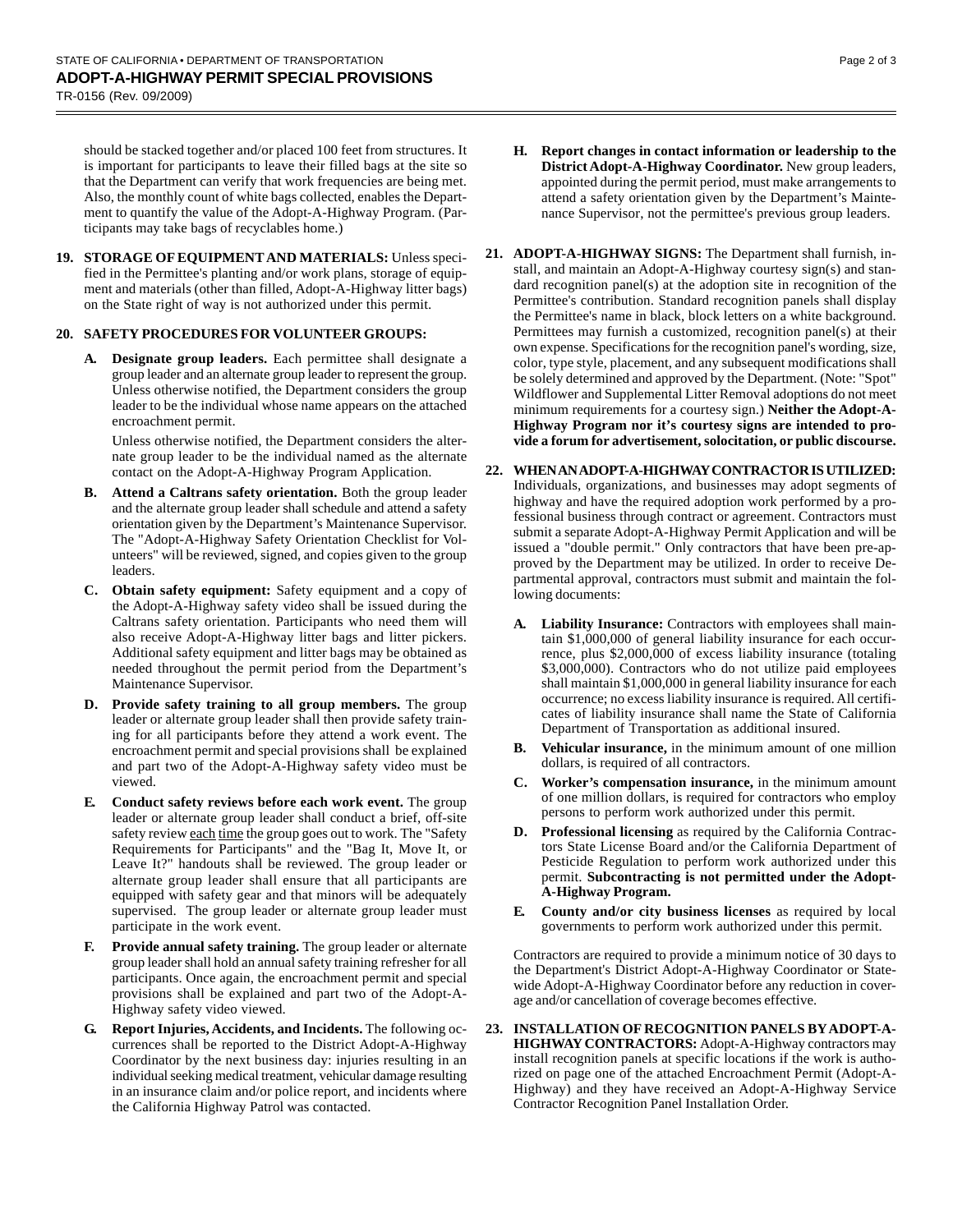should be stacked together and/or placed 100 feet from structures. It is important for participants to leave their filled bags at the site so that the Department can verify that work frequencies are being met. Also, the monthly count of white bags collected, enables the Department to quantify the value of the Adopt-A-Highway Program. (Participants may take bags of recyclables home.)

**19. STORAGE OF EQUIPMENT AND MATERIALS:** Unless specified in the Permittee's planting and/or work plans, storage of equipment and materials (other than filled, Adopt-A-Highway litter bags) on the State right of way is not authorized under this permit.

**20. SAFETY PROCEDURES FOR VOLUNTEER GROUPS:**

**A. Designate group leaders.** Each permittee shall designate a group leader and an alternate group leader to represent the group. Unless otherwise notified, the Department considers the group leader to be the individual whose name appears on the attached encroachment permit.

Unless otherwise notified, the Department considers the alternate group leader to be the individual named as the alternate contact on the Adopt-A-Highway Program Application.

**B. Attend a Caltrans safety orientation.** Both the group leader and the alternate group leader shall schedule and attend a safety orientation given by the Department's Maintenance Supervisor. The "Adopt-A-Highway Safety Orientation Checklist for Volunteers" will be reviewed, signed, and copies given to the group leaders.

**C. Obtain safety equipment:** Safety equipment and a copy of the Adopt-A-Highway safety video shall be issued during the Caltrans safety orientation. Participants who need them will also receive Adopt-A-Highway litter bags and litter pickers. Additional safety equipment and litter bags may be obtained as needed throughout the permit period from the Department's Maintenance Supervisor.

**D. Provide safety training to all group members.** The group leader or alternate group leader shall then provide safety training for all participants before they attend a work event. The encroachment permit and special provisions shall be explained and part two of the Adopt-A-Highway safety video must be viewed.

**E. Conduct safety reviews before each work event.** The group leader or alternate group leader shall conduct a brief, off-site safety review each time the group goes out to work. The "Safety Requirements for Participants" and the "Bag It, Move It, or Leave It?" handouts shall be reviewed. The group leader or alternate group leader shall ensure that all participants are equipped with safety gear and that minors will be adequately supervised. The group leader or alternate group leader must participate in the work event.

**F. Provide annual safety training.** The group leader or alternate group leader shall hold an annual safety training refresher for all participants. Once again, the encroachment permit and special provisions shall be explained and part two of the Adopt-A-Highway safety video viewed.

**G. Report Injuries, Accidents, and Incidents.** The following occurrences shall be reported to the District Adopt-A-Highway Coordinator by the next business day: injuries resulting in an individual seeking medical treatment, vehicular damage resulting in an insurance claim and/or police report, and incidents where the California Highway Patrol was contacted.

**H. Report changes in contact information or leadership to the District Adopt-A-Highway Coordinator.** New group leaders, appointed during the permit period, must make arrangements to attend a safety orientation given by the Department's Maintenance Supervisor, not the permittee's previous group leaders.

**21. ADOPT-A-HIGHWAY SIGNS:** The Department shall furnish, install, and maintain an Adopt-A-Highway courtesy sign(s) and standard recognition panel(s) at the adoption site in recognition of the Permittee's contribution. Standard recognition panels shall display the Permittee's name in black, block letters on a white background. Permittees may furnish a customized, recognition panel(s) at their own expense. Specifications for the recognition panel's wording, size, color, type style, placement, and any subsequent modifications shall be solely determined and approved by the Department. (Note: "Spot" Wildflower and Supplemental Litter Removal adoptions do not meet minimum requirements for a courtesy sign.) **Neither the Adopt-A-Highway Program nor it's courtesy signs are intended to provide a forum for advertisement, solocitation, or public discourse.**

**22. WHEN AN ADOPT-A-HIGHWAY CONTRACTOR IS UTILIZED:** Individuals, organizations, and businesses may adopt segments of highway and have the required adoption work performed by a professional business through contract or agreement. Contractors must submit a separate Adopt-A-Highway Permit Application and will be issued a "double permit." Only contractors that have been pre-approved by the Department may be utilized. In order to receive Departmental approval, contractors must submit and maintain the following documents:

**A. Liability Insurance:** Contractors with employees shall maintain $1,000,000 of general liability insurance for each occurrence, plus $2,000,000 of excess liability insurance (totaling $3,000,000). Contractors who do not utilize paid employees shall maintain $1,000,000 in general liability insurance for each occurrence; no excess liability insurance is required. All certificates of liability insurance shall name the State of California Department of Transportation as additional insured.

**B. Vehicular insurance,** in the minimum amount of one million dollars, is required of all contractors.

**C. Worker's compensation insurance,** in the minimum amount of one million dollars, is required for contractors who employ persons to perform work authorized under this permit.

**D. Professional licensing** as required by the California Contractors State License Board and/or the California Department of Pesticide Regulation to perform work authorized under this permit. **Subcontracting is not permitted under the Adopt-A-Highway Program.**

**E. County and/or city business licenses** as required by local governments to perform work authorized under this permit.

Contractors are required to provide a minimum notice of 30 days to the Department's District Adopt-A-Highway Coordinator or Statewide Adopt-A-Highway Coordinator before any reduction in coverage and/or cancellation of coverage becomes effective.

**23. INSTALLATION OF RECOGNITION PANELS BY ADOPT-A-HIGHWAY CONTRACTORS:** Adopt-A-Highway contractors may install recognition panels at specific locations if the work is authorized on page one of the attached Encroachment Permit (Adopt-A-Highway) and they have received an Adopt-A-Highway Service Contractor Recognition Panel Installation Order.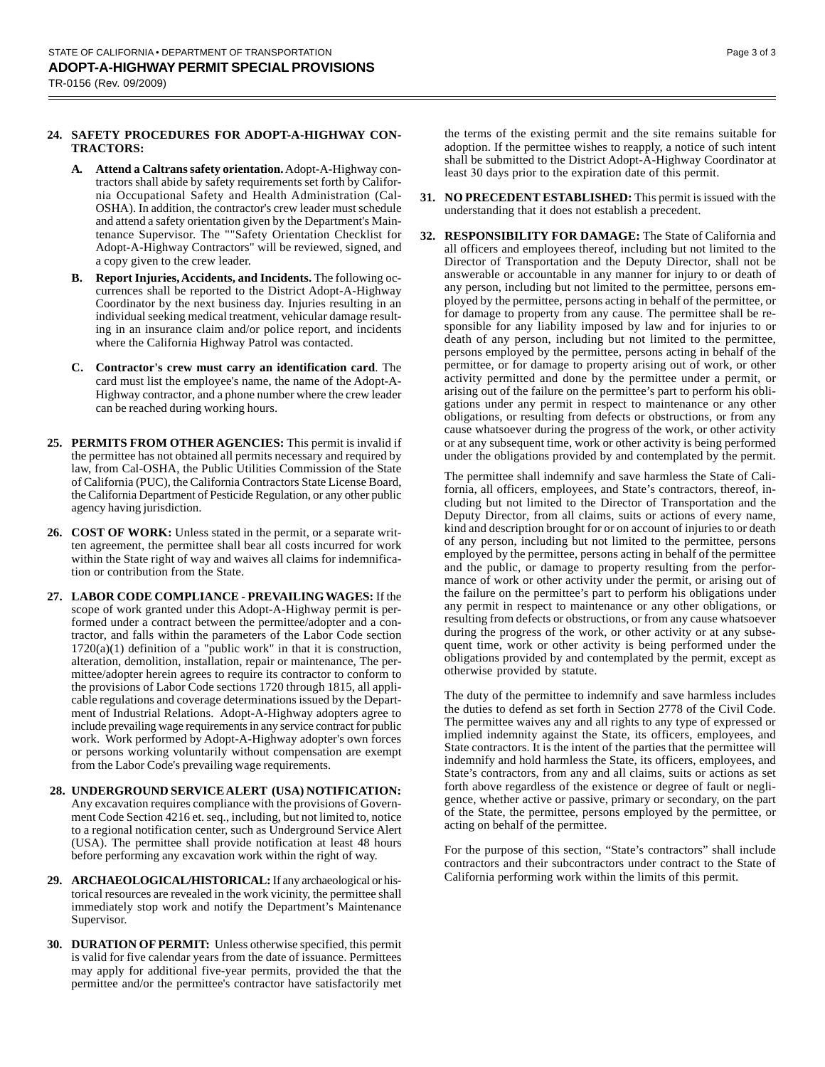**24. SAFETY PROCEDURES FOR ADOPT-A-HIGHWAY CONTRACTORS:**

**A. Attend a Caltrans safety orientation.** Adopt-A-Highway contractors shall abide by safety requirements set forth by California Occupational Safety and Health Administration (Cal-OSHA). In addition, the contractor's crew leader must schedule and attend a safety orientation given by the Department's Maintenance Supervisor. The ""Safety Orientation Checklist for Adopt-A-Highway Contractors" will be reviewed, signed, and a copy given to the crew leader.

**B. Report Injuries, Accidents, and Incidents.** The following occurrences shall be reported to the District Adopt-A-Highway Coordinator by the next business day. Injuries resulting in an individual seeking medical treatment, vehicular damage resulting in an insurance claim and/or police report, and incidents where the California Highway Patrol was contacted.

**C. Contractor's crew must carry an identification card**. The card must list the employee's name, the name of the Adopt-A-Highway contractor, and a phone number where the crew leader can be reached during working hours.

**25. PERMITS FROM OTHER AGENCIES:** This permit is invalid if the permittee has not obtained all permits necessary and required by law, from Cal-OSHA, the Public Utilities Commission of the State of California (PUC), the California Contractors State License Board, the California Department of Pesticide Regulation, or any other public agency having jurisdiction.

**26. COST OF WORK:** Unless stated in the permit, or a separate written agreement, the permittee shall bear all costs incurred for work within the State right of way and waives all claims for indemnification or contribution from the State.

**27. LABOR CODE COMPLIANCE - PREVAILING WAGES:** If the scope of work granted under this Adopt-A-Highway permit is performed under a contract between the permittee/adopter and a contractor, and falls within the parameters of the Labor Code section 1720(a)(1) definition of a "public work" in that it is construction, alteration, demolition, installation, repair or maintenance, The permittee/adopter herein agrees to require its contractor to conform to the provisions of Labor Code sections 1720 through 1815, all applicable regulations and coverage determinations issued by the Department of Industrial Relations. Adopt-A-Highway adopters agree to include prevailing wage requirements in any service contract for public work. Work performed by Adopt-A-Highway adopter's own forces or persons working voluntarily without compensation are exempt from the Labor Code's prevailing wage requirements.

**28. UNDERGROUND SERVICE ALERT (USA) NOTIFICATION:** Any excavation requires compliance with the provisions of Government Code Section 4216 et. seq., including, but not limited to, notice to a regional notification center, such as Underground Service Alert (USA). The permittee shall provide notification at least 48 hours before performing any excavation work within the right of way.

**29. ARCHAEOLOGICAL/HISTORICAL:** If any archaeological or historical resources are revealed in the work vicinity, the permittee shall immediately stop work and notify the Department's Maintenance Supervisor.

**30. DURATION OF PERMIT:** Unless otherwise specified, this permit is valid for five calendar years from the date of issuance. Permittees may apply for additional five-year permits, provided the that the permittee and/or the permittee's contractor have satisfactorily met the terms of the existing permit and the site remains suitable for adoption. If the permittee wishes to reapply, a notice of such intent shall be submitted to the District Adopt-A-Highway Coordinator at least 30 days prior to the expiration date of this permit.

**31. NO PRECEDENT ESTABLISHED:** This permit is issued with the understanding that it does not establish a precedent.

**32. RESPONSIBILITY FOR DAMAGE:** The State of California and all officers and employees thereof, including but not limited to the Director of Transportation and the Deputy Director, shall not be answerable or accountable in any manner for injury to or death of any person, including but not limited to the permittee, persons employed by the permittee, persons acting in behalf of the permittee, or for damage to property from any cause. The permittee shall be responsible for any liability imposed by law and for injuries to or death of any person, including but not limited to the permittee, persons employed by the permittee, persons acting in behalf of the permittee, or for damage to property arising out of work, or other activity permitted and done by the permittee under a permit, or arising out of the failure on the permittee's part to perform his obligations under any permit in respect to maintenance or any other obligations, or resulting from defects or obstructions, or from any cause whatsoever during the progress of the work, or other activity or at any subsequent time, work or other activity is being performed under the obligations provided by and contemplated by the permit.

The permittee shall indemnify and save harmless the State of California, all officers, employees, and State's contractors, thereof, including but not limited to the Director of Transportation and the Deputy Director, from all claims, suits or actions of every name, kind and description brought for or on account of injuries to or death of any person, including but not limited to the permittee, persons employed by the permittee, persons acting in behalf of the permittee and the public, or damage to property resulting from the performance of work or other activity under the permit, or arising out of the failure on the permittee's part to perform his obligations under any permit in respect to maintenance or any other obligations, or resulting from defects or obstructions, or from any cause whatsoever during the progress of the work, or other activity or at any subsequent time, work or other activity is being performed under the obligations provided by and contemplated by the permit, except as otherwise provided by statute.

The duty of the permittee to indemnify and save harmless includes the duties to defend as set forth in Section 2778 of the Civil Code. The permittee waives any and all rights to any type of expressed or implied indemnity against the State, its officers, employees, and State contractors. It is the intent of the parties that the permittee will indemnify and hold harmless the State, its officers, employees, and State's contractors, from any and all claims, suits or actions as set forth above regardless of the existence or degree of fault or negligence, whether active or passive, primary or secondary, on the part of the State, the permittee, persons employed by the permittee, or acting on behalf of the permittee.

For the purpose of this section, "State's contractors" shall include contractors and their subcontractors under contract to the State of California performing work within the limits of this permit.